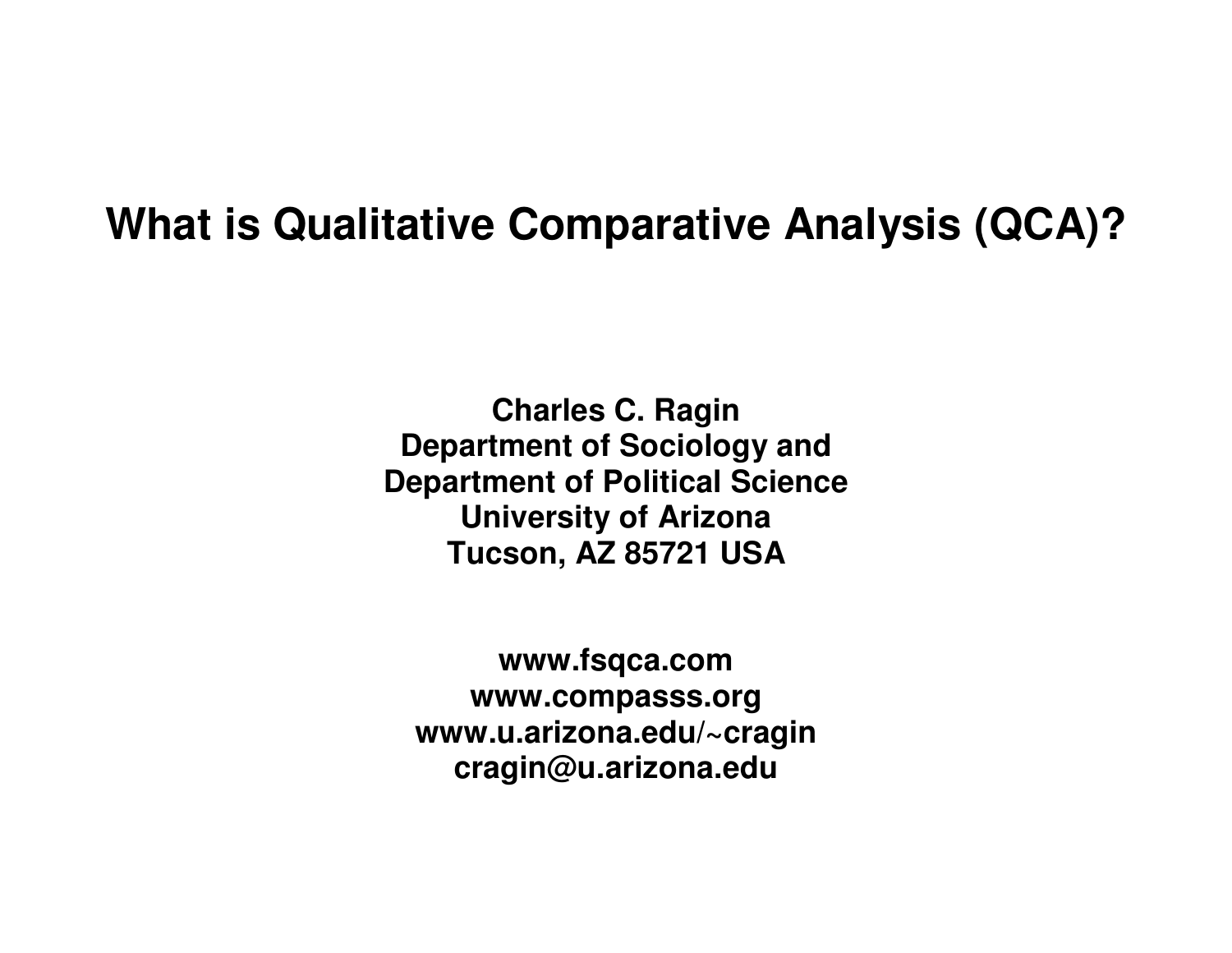# What is Qualitative Comparative Analysis (QCA)?

**Charles C. Ragin**
**Department of Sociology and**
**Department of Political Science**
**University of Arizona**
**Tucson, AZ 85721 USA**

**www.fsqca.com**
**www.compasss.org**
**www.u.arizona.edu/~cragin**
**cragin@u.arizona.edu**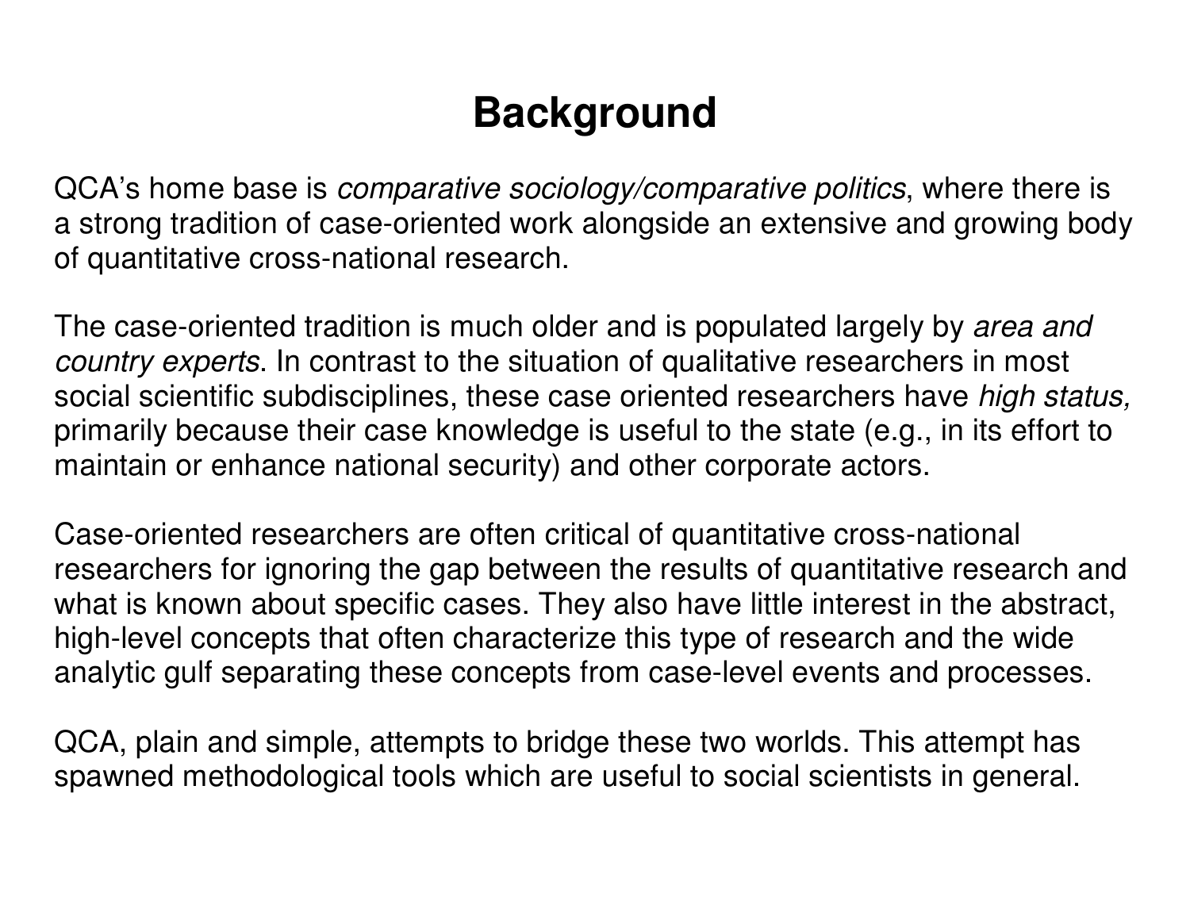# Background

QCA's home base is *comparative sociology/comparative politics*, where there is a strong tradition of case-oriented work alongside an extensive and growing body of quantitative cross-national research.

The case-oriented tradition is much older and is populated largely by *area and country experts*. In contrast to the situation of qualitative researchers in most social scientific subdisciplines, these case oriented researchers have *high status,* primarily because their case knowledge is useful to the state (e.g., in its effort to maintain or enhance national security) and other corporate actors.

Case-oriented researchers are often critical of quantitative cross-national researchers for ignoring the gap between the results of quantitative research and what is known about specific cases. They also have little interest in the abstract, high-level concepts that often characterize this type of research and the wide analytic gulf separating these concepts from case-level events and processes.

QCA, plain and simple, attempts to bridge these two worlds. This attempt has spawned methodological tools which are useful to social scientists in general.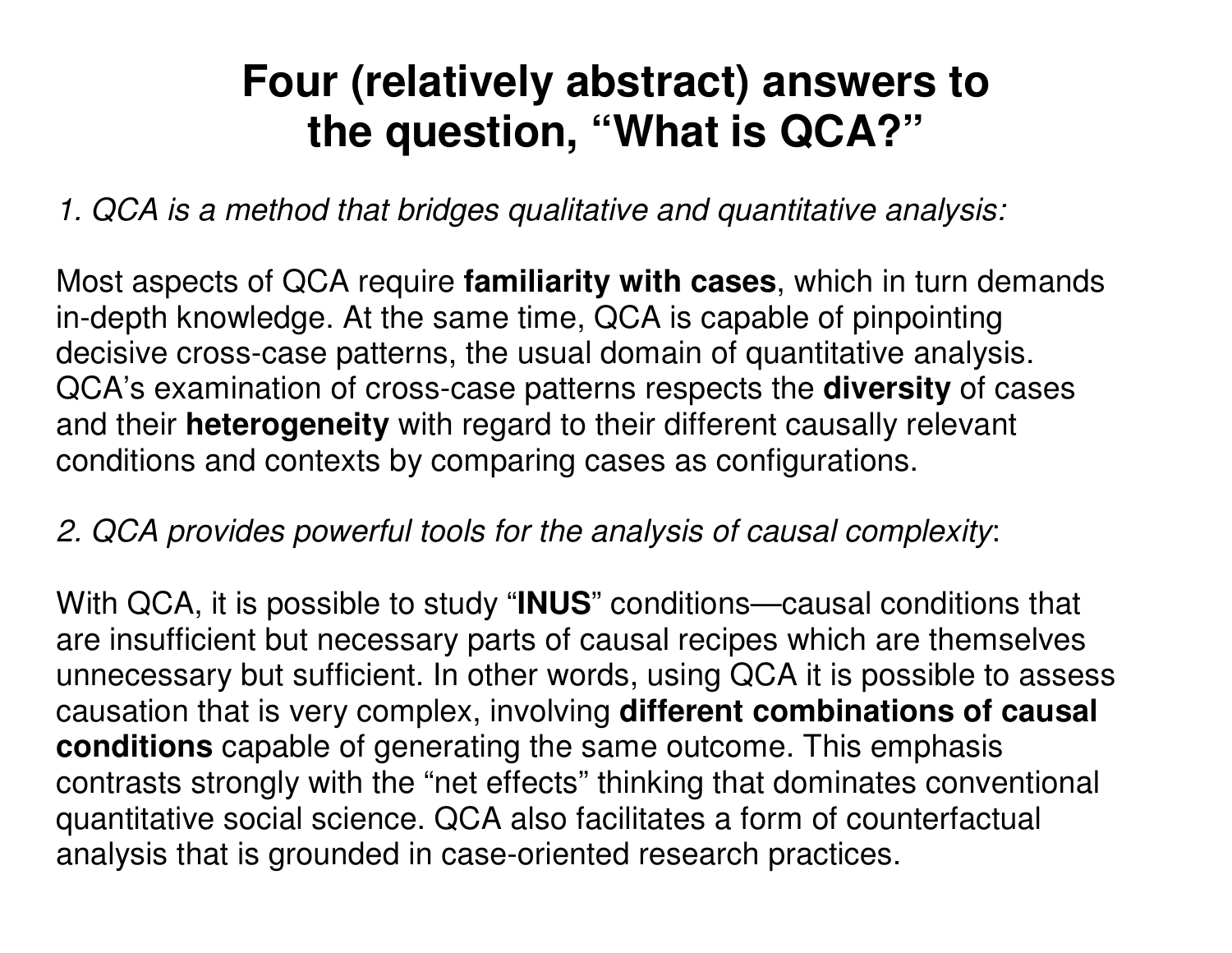# Four (relatively abstract) answers to the question, “What is QCA?”

*1. QCA is a method that bridges qualitative and quantitative analysis:*

Most aspects of QCA require **familiarity with cases**, which in turn demands in-depth knowledge. At the same time, QCA is capable of pinpointing decisive cross-case patterns, the usual domain of quantitative analysis. QCA’s examination of cross-case patterns respects the **diversity** of cases and their **heterogeneity** with regard to their different causally relevant conditions and contexts by comparing cases as configurations.

*2. QCA provides powerful tools for the analysis of causal complexity*:

With QCA, it is possible to study “**INUS**” conditions—causal conditions that are insufficient but necessary parts of causal recipes which are themselves unnecessary but sufficient. In other words, using QCA it is possible to assess causation that is very complex, involving **different combinations of causal conditions** capable of generating the same outcome. This emphasis contrasts strongly with the “net effects” thinking that dominates conventional quantitative social science. QCA also facilitates a form of counterfactual analysis that is grounded in case-oriented research practices.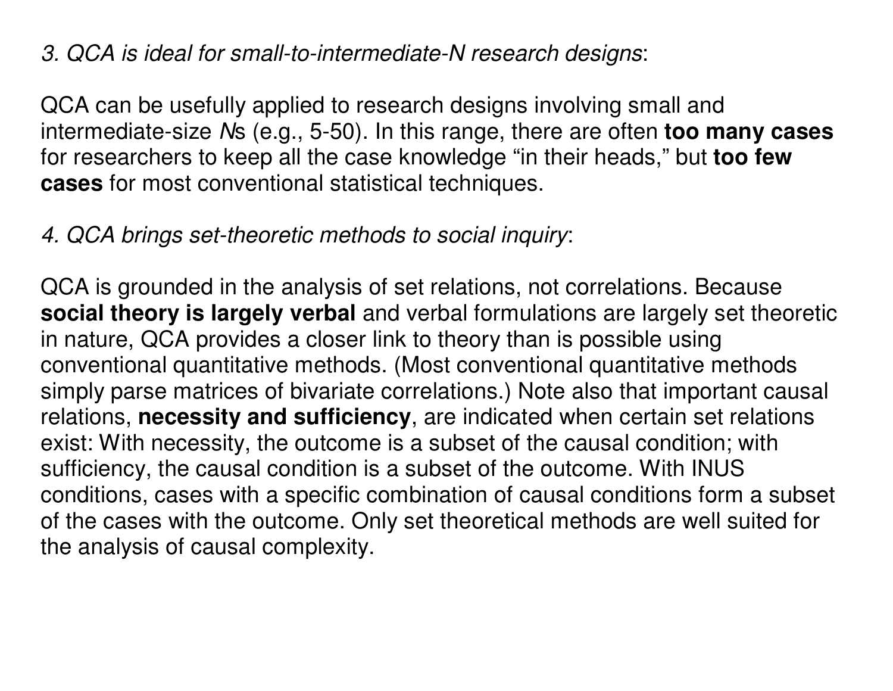*3. QCA is ideal for small-to-intermediate-N research designs*:

QCA can be usefully applied to research designs involving small and intermediate-size *N*s (e.g., 5-50). In this range, there are often **too many cases** for researchers to keep all the case knowledge "in their heads," but **too few cases** for most conventional statistical techniques.

*4. QCA brings set-theoretic methods to social inquiry*:

QCA is grounded in the analysis of set relations, not correlations. Because **social theory is largely verbal** and verbal formulations are largely set theoretic in nature, QCA provides a closer link to theory than is possible using conventional quantitative methods. (Most conventional quantitative methods simply parse matrices of bivariate correlations.) Note also that important causal relations, **necessity and sufficiency**, are indicated when certain set relations exist: With necessity, the outcome is a subset of the causal condition; with sufficiency, the causal condition is a subset of the outcome. With INUS conditions, cases with a specific combination of causal conditions form a subset of the cases with the outcome. Only set theoretical methods are well suited for the analysis of causal complexity.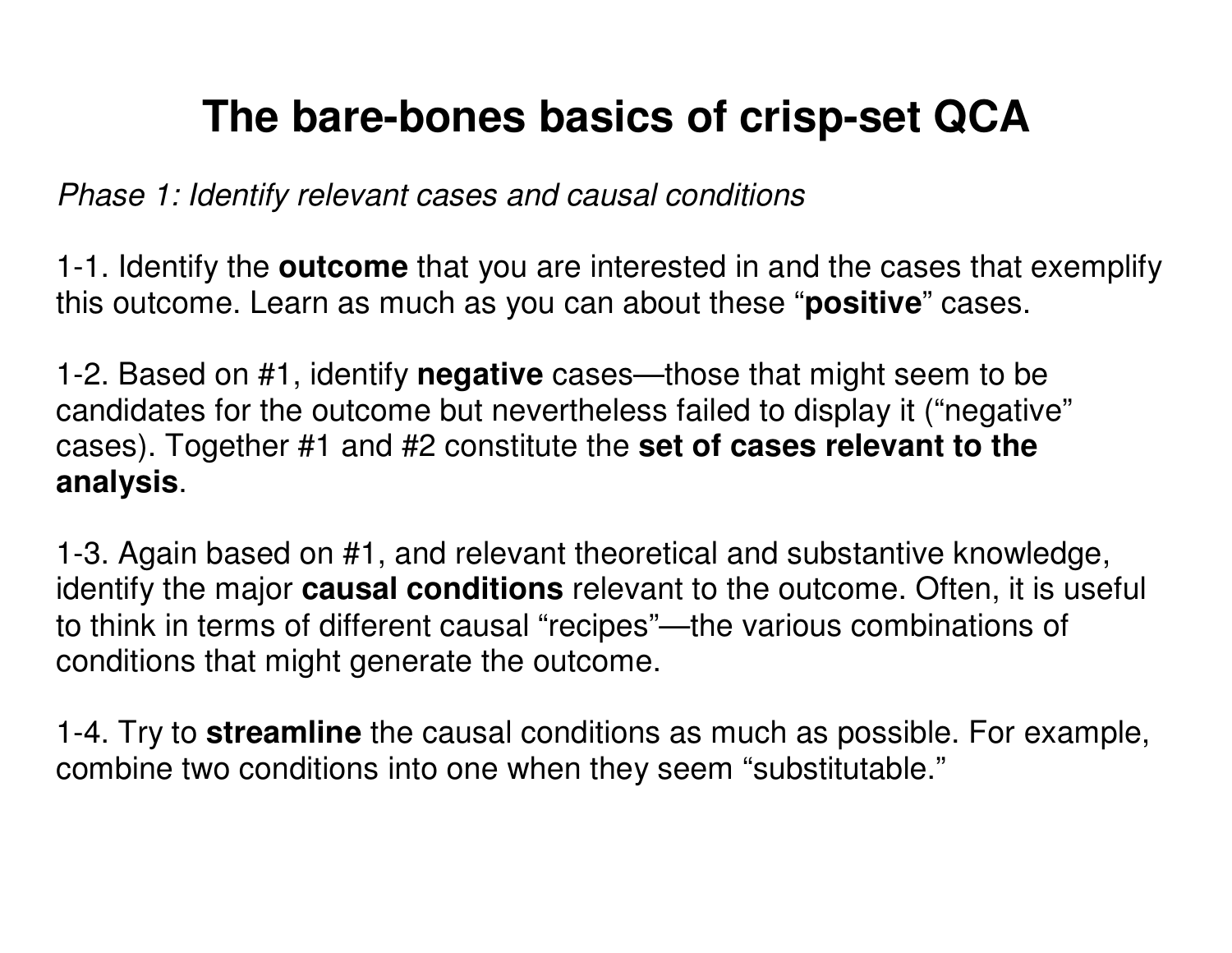# The bare-bones basics of crisp-set QCA

*Phase 1: Identify relevant cases and causal conditions*

1-1. Identify the **outcome** that you are interested in and the cases that exemplify this outcome. Learn as much as you can about these "**positive**" cases.

1-2. Based on #1, identify **negative** cases—those that might seem to be candidates for the outcome but nevertheless failed to display it ("negative" cases). Together #1 and #2 constitute the **set of cases relevant to the analysis**.

1-3. Again based on #1, and relevant theoretical and substantive knowledge, identify the major **causal conditions** relevant to the outcome. Often, it is useful to think in terms of different causal "recipes"—the various combinations of conditions that might generate the outcome.

1-4. Try to **streamline** the causal conditions as much as possible. For example, combine two conditions into one when they seem "substitutable."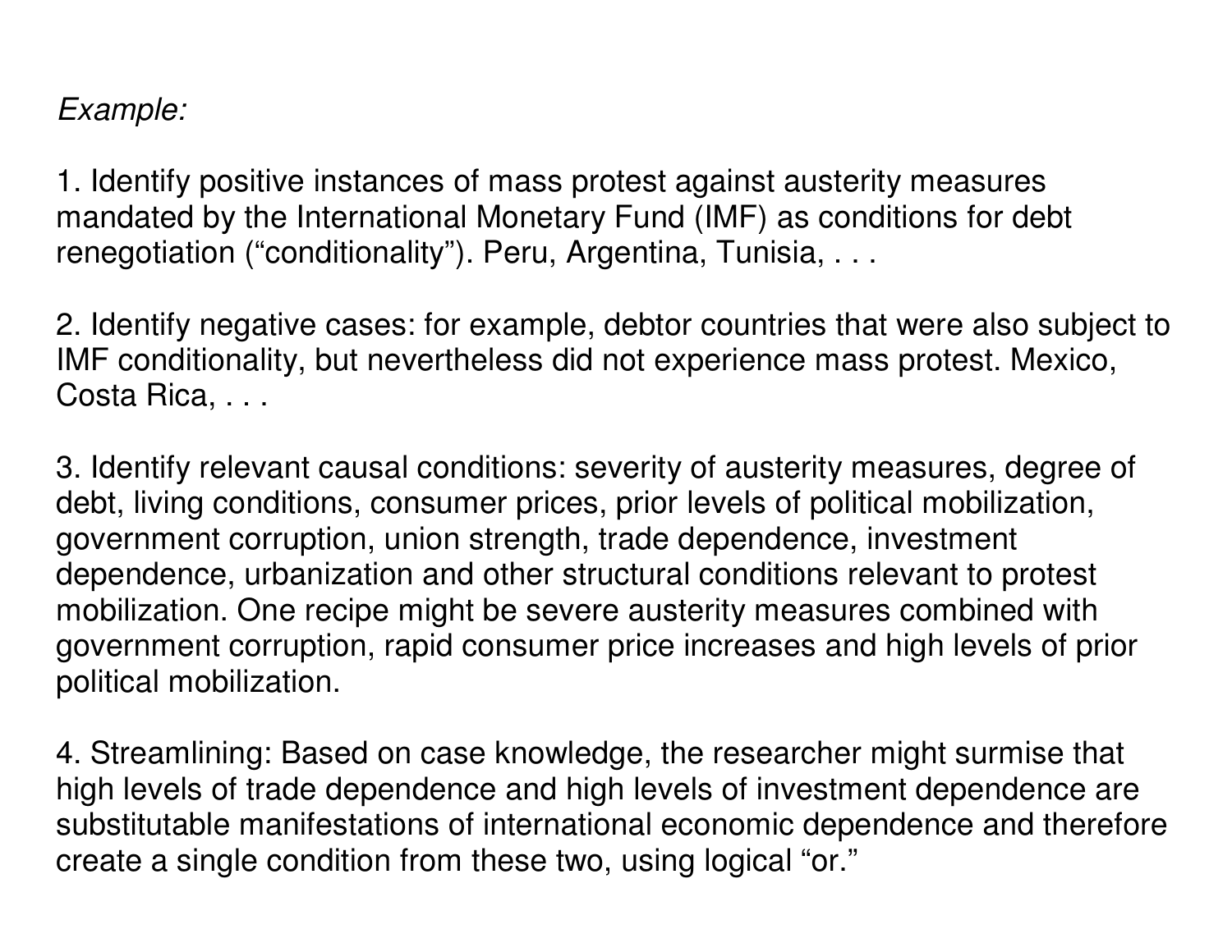*Example:*

1. Identify positive instances of mass protest against austerity measures mandated by the International Monetary Fund (IMF) as conditions for debt renegotiation ("conditionality"). Peru, Argentina, Tunisia, . . .

2. Identify negative cases: for example, debtor countries that were also subject to IMF conditionality, but nevertheless did not experience mass protest. Mexico, Costa Rica, . . .

3. Identify relevant causal conditions: severity of austerity measures, degree of debt, living conditions, consumer prices, prior levels of political mobilization, government corruption, union strength, trade dependence, investment dependence, urbanization and other structural conditions relevant to protest mobilization. One recipe might be severe austerity measures combined with government corruption, rapid consumer price increases and high levels of prior political mobilization.

4. Streamlining: Based on case knowledge, the researcher might surmise that high levels of trade dependence and high levels of investment dependence are substitutable manifestations of international economic dependence and therefore create a single condition from these two, using logical "or."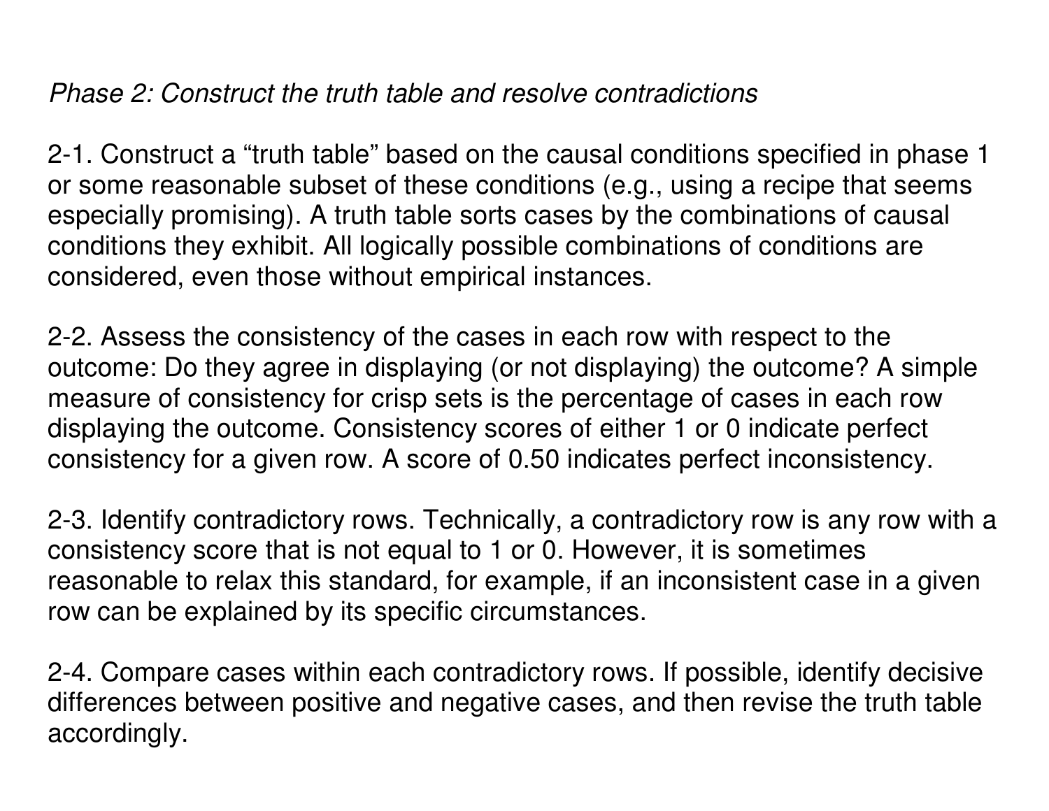*Phase 2: Construct the truth table and resolve contradictions*

2-1. Construct a “truth table” based on the causal conditions specified in phase 1 or some reasonable subset of these conditions (e.g., using a recipe that seems especially promising). A truth table sorts cases by the combinations of causal conditions they exhibit. All logically possible combinations of conditions are considered, even those without empirical instances.

2-2. Assess the consistency of the cases in each row with respect to the outcome: Do they agree in displaying (or not displaying) the outcome? A simple measure of consistency for crisp sets is the percentage of cases in each row displaying the outcome. Consistency scores of either 1 or 0 indicate perfect consistency for a given row. A score of 0.50 indicates perfect inconsistency.

2-3. Identify contradictory rows. Technically, a contradictory row is any row with a consistency score that is not equal to 1 or 0. However, it is sometimes reasonable to relax this standard, for example, if an inconsistent case in a given row can be explained by its specific circumstances.

2-4. Compare cases within each contradictory rows. If possible, identify decisive differences between positive and negative cases, and then revise the truth table accordingly.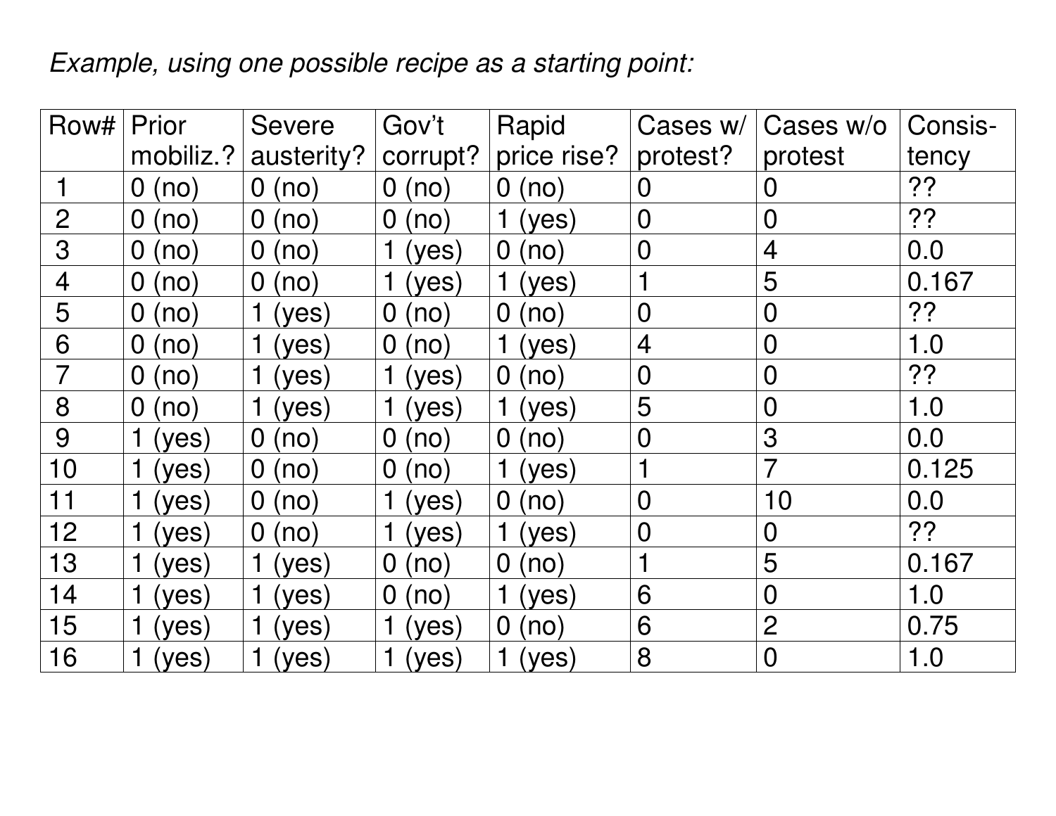*Example, using one possible recipe as a starting point:*

| Row# | Prior mobiliz.? | Severe austerity? | Gov't corrupt? | Rapid price rise? | Cases w/ protest? | Cases w/o protest | Consis-tency |
|---|---|---|---|---|---|---|---|
| 1 | 0 (no) | 0 (no) | 0 (no) | 0 (no) | 0 | 0 | ?? |
| 2 | 0 (no) | 0 (no) | 0 (no) | 1 (yes) | 0 | 0 | ?? |
| 3 | 0 (no) | 0 (no) | 1 (yes) | 0 (no) | 0 | 4 | 0.0 |
| 4 | 0 (no) | 0 (no) | 1 (yes) | 1 (yes) | 1 | 5 | 0.167 |
| 5 | 0 (no) | 1 (yes) | 0 (no) | 0 (no) | 0 | 0 | ?? |
| 6 | 0 (no) | 1 (yes) | 0 (no) | 1 (yes) | 4 | 0 | 1.0 |
| 7 | 0 (no) | 1 (yes) | 1 (yes) | 0 (no) | 0 | 0 | ?? |
| 8 | 0 (no) | 1 (yes) | 1 (yes) | 1 (yes) | 5 | 0 | 1.0 |
| 9 | 1 (yes) | 0 (no) | 0 (no) | 0 (no) | 0 | 3 | 0.0 |
| 10 | 1 (yes) | 0 (no) | 0 (no) | 1 (yes) | 1 | 7 | 0.125 |
| 11 | 1 (yes) | 0 (no) | 1 (yes) | 0 (no) | 0 | 10 | 0.0 |
| 12 | 1 (yes) | 0 (no) | 1 (yes) | 1 (yes) | 0 | 0 | ?? |
| 13 | 1 (yes) | 1 (yes) | 0 (no) | 0 (no) | 1 | 5 | 0.167 |
| 14 | 1 (yes) | 1 (yes) | 0 (no) | 1 (yes) | 6 | 0 | 1.0 |
| 15 | 1 (yes) | 1 (yes) | 1 (yes) | 0 (no) | 6 | 2 | 0.75 |
| 16 | 1 (yes) | 1 (yes) | 1 (yes) | 1 (yes) | 8 | 0 | 1.0 |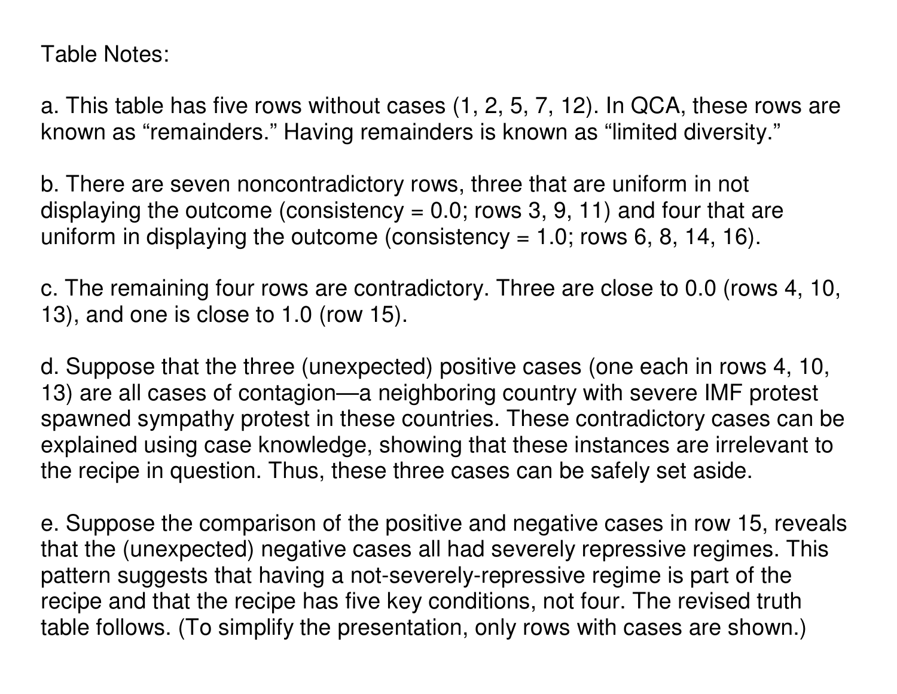Table Notes:

a. This table has five rows without cases (1, 2, 5, 7, 12). In QCA, these rows are known as “remainders.” Having remainders is known as “limited diversity.”

b. There are seven noncontradictory rows, three that are uniform in not displaying the outcome (consistency = 0.0; rows 3, 9, 11) and four that are uniform in displaying the outcome (consistency = 1.0; rows 6, 8, 14, 16).

c. The remaining four rows are contradictory. Three are close to 0.0 (rows 4, 10, 13), and one is close to 1.0 (row 15).

d. Suppose that the three (unexpected) positive cases (one each in rows 4, 10, 13) are all cases of contagion—a neighboring country with severe IMF protest spawned sympathy protest in these countries. These contradictory cases can be explained using case knowledge, showing that these instances are irrelevant to the recipe in question. Thus, these three cases can be safely set aside.

e. Suppose the comparison of the positive and negative cases in row 15, reveals that the (unexpected) negative cases all had severely repressive regimes. This pattern suggests that having a not-severely-repressive regime is part of the recipe and that the recipe has five key conditions, not four. The revised truth table follows. (To simplify the presentation, only rows with cases are shown.)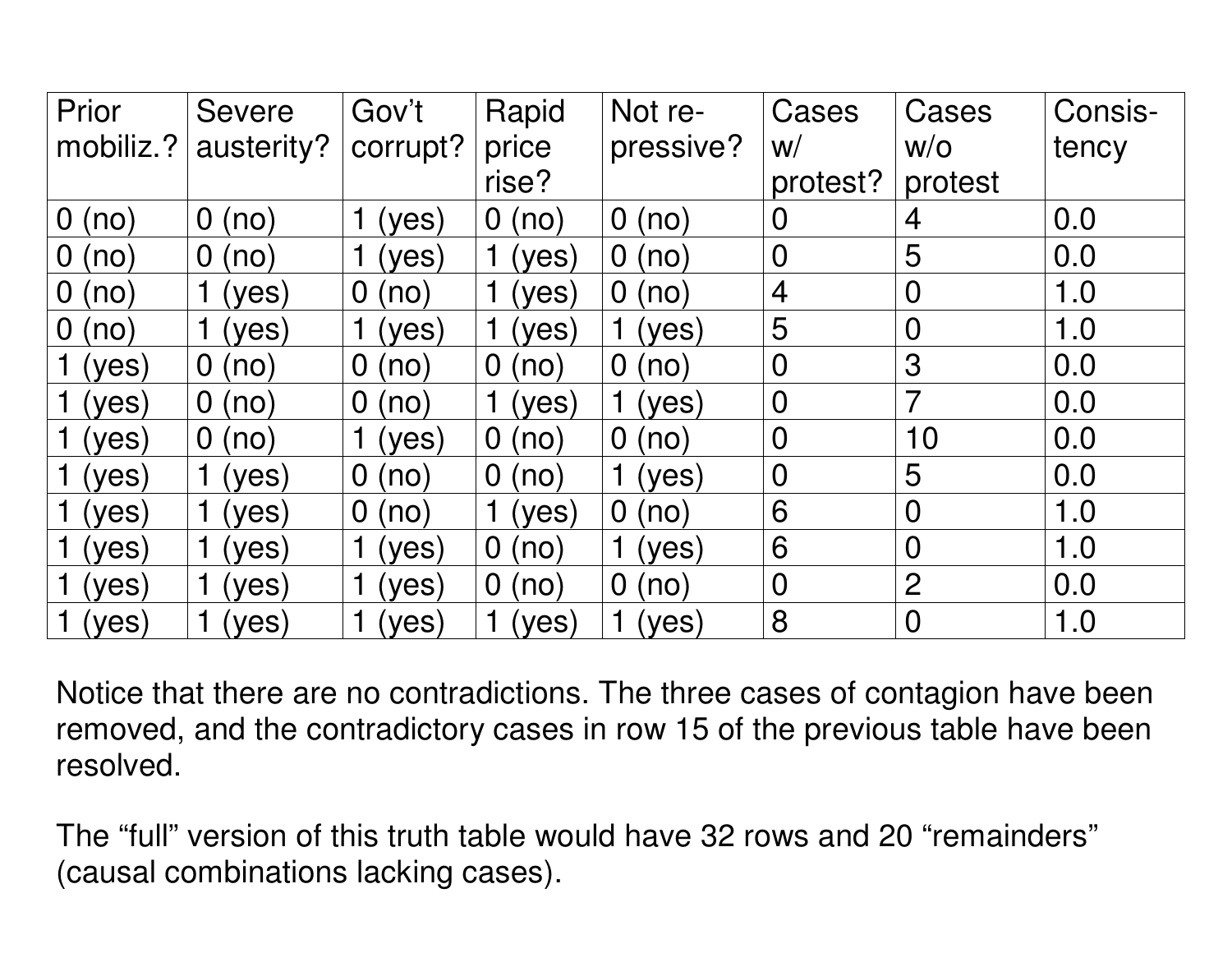| Prior mobiliz.? | Severe austerity? | Gov't corrupt? | Rapid price rise? | Not re-pressive? | Cases w/ protest? | Cases w/o protest | Consis-tency |
|---|---|---|---|---|---|---|---|
| 0 (no) | 0 (no) | 1 (yes) | 0 (no) | 0 (no) | 0 | 4 | 0.0 |
| 0 (no) | 0 (no) | 1 (yes) | 1 (yes) | 0 (no) | 0 | 5 | 0.0 |
| 0 (no) | 1 (yes) | 0 (no) | 1 (yes) | 0 (no) | 4 | 0 | 1.0 |
| 0 (no) | 1 (yes) | 1 (yes) | 1 (yes) | 1 (yes) | 5 | 0 | 1.0 |
| 1 (yes) | 0 (no) | 0 (no) | 0 (no) | 0 (no) | 0 | 3 | 0.0 |
| 1 (yes) | 0 (no) | 0 (no) | 1 (yes) | 1 (yes) | 0 | 7 | 0.0 |
| 1 (yes) | 0 (no) | 1 (yes) | 0 (no) | 0 (no) | 0 | 10 | 0.0 |
| 1 (yes) | 1 (yes) | 0 (no) | 0 (no) | 1 (yes) | 0 | 5 | 0.0 |
| 1 (yes) | 1 (yes) | 0 (no) | 1 (yes) | 0 (no) | 6 | 0 | 1.0 |
| 1 (yes) | 1 (yes) | 1 (yes) | 0 (no) | 1 (yes) | 6 | 0 | 1.0 |
| 1 (yes) | 1 (yes) | 1 (yes) | 0 (no) | 0 (no) | 0 | 2 | 0.0 |
| 1 (yes) | 1 (yes) | 1 (yes) | 1 (yes) | 1 (yes) | 8 | 0 | 1.0 |

Notice that there are no contradictions. The three cases of contagion have been removed, and the contradictory cases in row 15 of the previous table have been resolved.

The "full" version of this truth table would have 32 rows and 20 "remainders" (causal combinations lacking cases).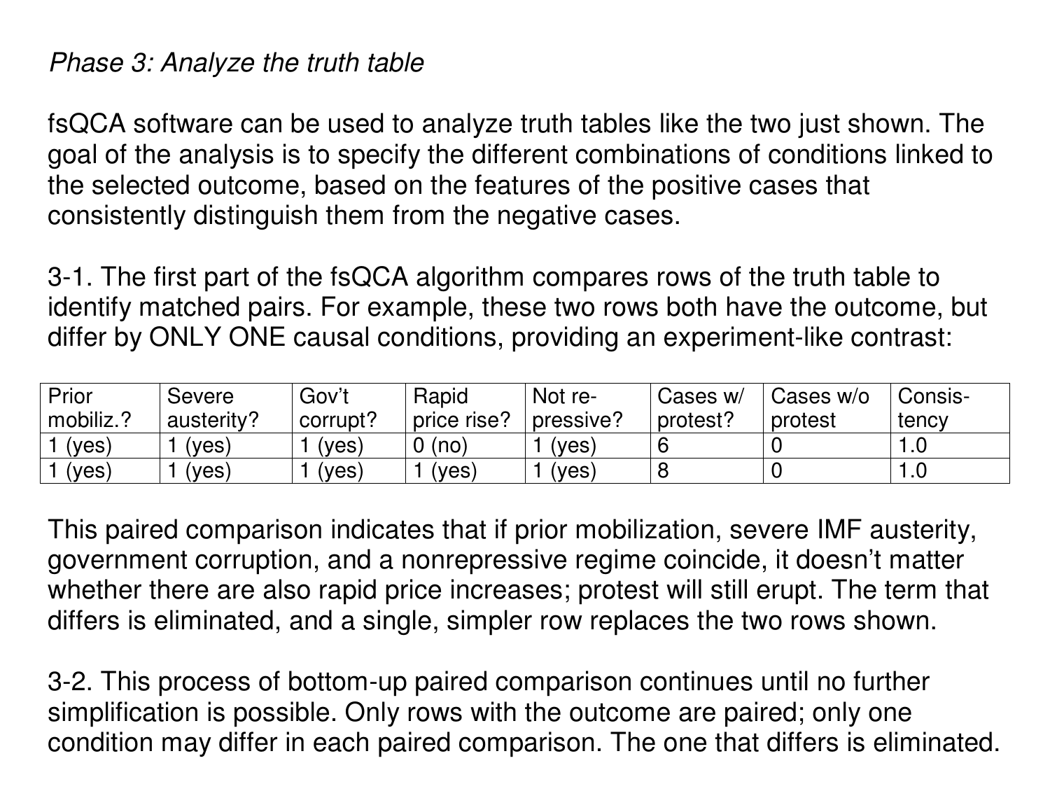*Phase 3: Analyze the truth table*

fsQCA software can be used to analyze truth tables like the two just shown. The goal of the analysis is to specify the different combinations of conditions linked to the selected outcome, based on the features of the positive cases that consistently distinguish them from the negative cases.

3-1. The first part of the fsQCA algorithm compares rows of the truth table to identify matched pairs. For example, these two rows both have the outcome, but differ by ONLY ONE causal conditions, providing an experiment-like contrast:

| Prior mobiliz.? | Severe austerity? | Gov't corrupt? | Rapid price rise? | Not re-pressive? | Cases w/ protest? | Cases w/o protest | Consis-tency |
|---|---|---|---|---|---|---|---|
| 1 (yes) | 1 (yes) | 1 (yes) | 0 (no) | 1 (yes) | 6 | 0 | 1.0 |
| 1 (yes) | 1 (yes) | 1 (yes) | 1 (yes) | 1 (yes) | 8 | 0 | 1.0 |

This paired comparison indicates that if prior mobilization, severe IMF austerity, government corruption, and a nonrepressive regime coincide, it doesn't matter whether there are also rapid price increases; protest will still erupt. The term that differs is eliminated, and a single, simpler row replaces the two rows shown.

3-2. This process of bottom-up paired comparison continues until no further simplification is possible. Only rows with the outcome are paired; only one condition may differ in each paired comparison. The one that differs is eliminated.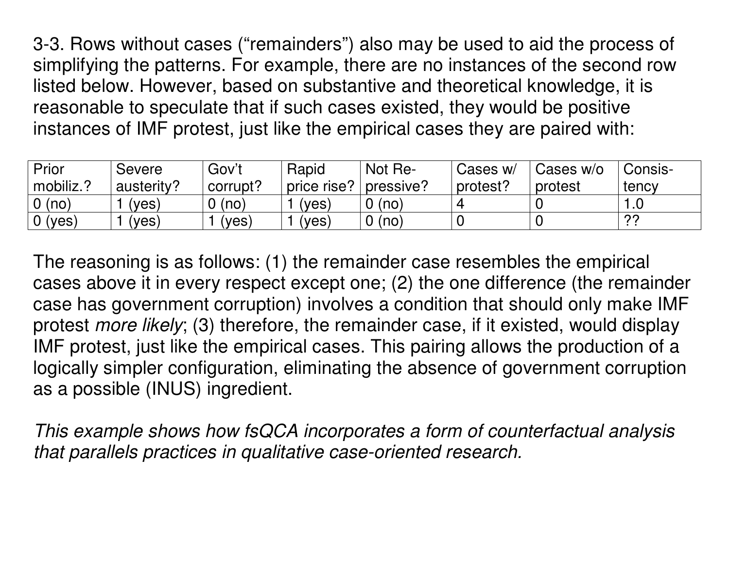3-3. Rows without cases (“remainders”) also may be used to aid the process of simplifying the patterns. For example, there are no instances of the second row listed below. However, based on substantive and theoretical knowledge, it is reasonable to speculate that if such cases existed, they would be positive instances of IMF protest, just like the empirical cases they are paired with:

| Prior mobiliz.? | Severe austerity? | Gov't corrupt? | Rapid price rise? | Not Re-pressive? | Cases w/ protest? | Cases w/o protest | Consis-tency |
|---|---|---|---|---|---|---|---|
| 0 (no) | 1 (yes) | 0 (no) | 1 (yes) | 0 (no) | 4 | 0 | 1.0 |
| 0 (yes) | 1 (yes) | 1 (yes) | 1 (yes) | 0 (no) | 0 | 0 | ?? |

The reasoning is as follows: (1) the remainder case resembles the empirical cases above it in every respect except one; (2) the one difference (the remainder case has government corruption) involves a condition that should only make IMF protest *more likely*; (3) therefore, the remainder case, if it existed, would display IMF protest, just like the empirical cases. This pairing allows the production of a logically simpler configuration, eliminating the absence of government corruption as a possible (INUS) ingredient.

*This example shows how fsQCA incorporates a form of counterfactual analysis that parallels practices in qualitative case-oriented research.*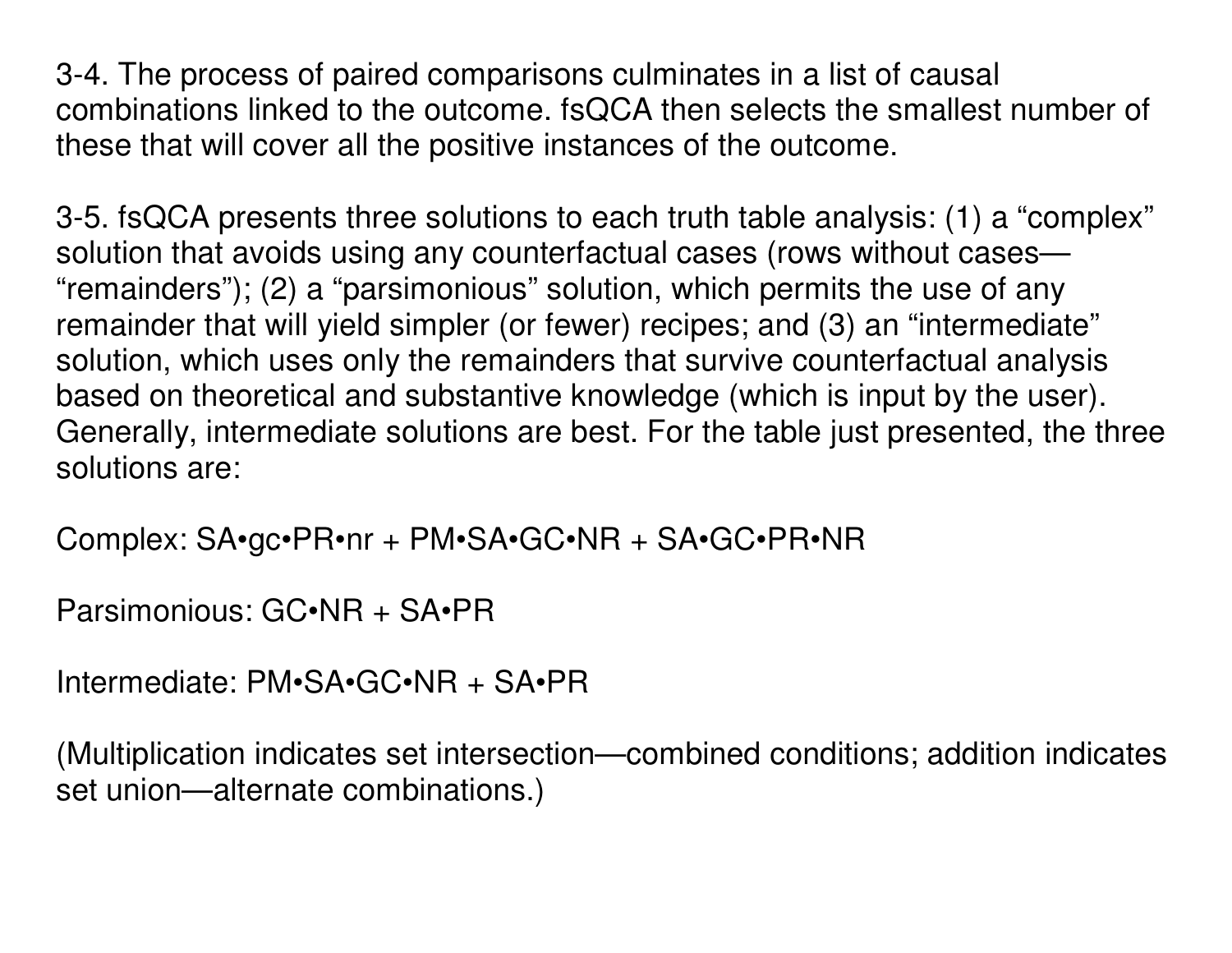3-4. The process of paired comparisons culminates in a list of causal combinations linked to the outcome. fsQCA then selects the smallest number of these that will cover all the positive instances of the outcome.

3-5. fsQCA presents three solutions to each truth table analysis: (1) a “complex” solution that avoids using any counterfactual cases (rows without cases—“remainders”); (2) a “parsimonious” solution, which permits the use of any remainder that will yield simpler (or fewer) recipes; and (3) an “intermediate” solution, which uses only the remainders that survive counterfactual analysis based on theoretical and substantive knowledge (which is input by the user). Generally, intermediate solutions are best. For the table just presented, the three solutions are:

Complex: SA•gc•PR•nr + PM•SA•GC•NR + SA•GC•PR•NR

Parsimonious: GC•NR + SA•PR

Intermediate: PM•SA•GC•NR + SA•PR

(Multiplication indicates set intersection—combined conditions; addition indicates set union—alternate combinations.)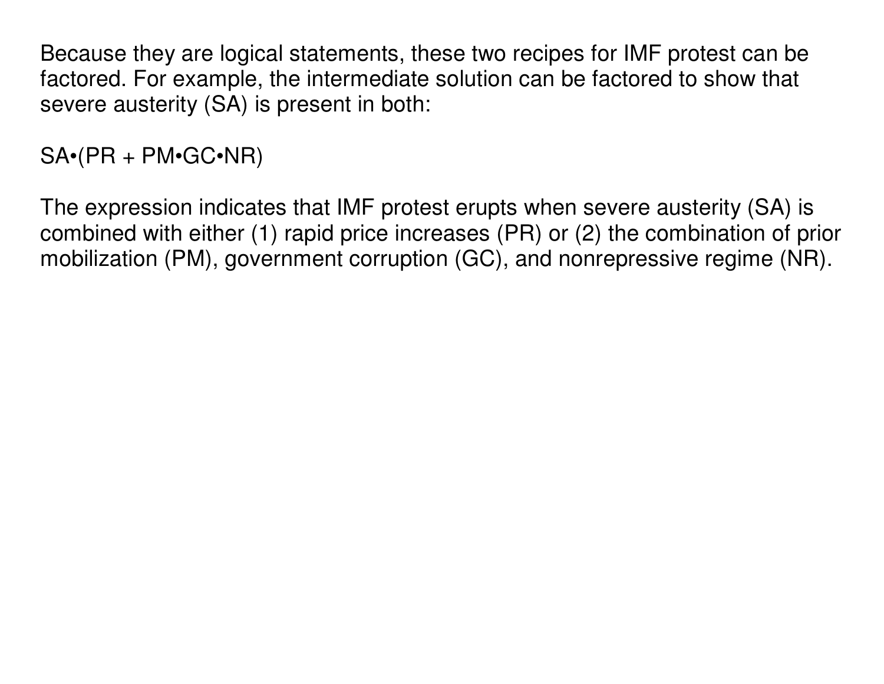Because they are logical statements, these two recipes for IMF protest can be factored. For example, the intermediate solution can be factored to show that severe austerity (SA) is present in both:

SA•(PR + PM•GC•NR)

The expression indicates that IMF protest erupts when severe austerity (SA) is combined with either (1) rapid price increases (PR) or (2) the combination of prior mobilization (PM), government corruption (GC), and nonrepressive regime (NR).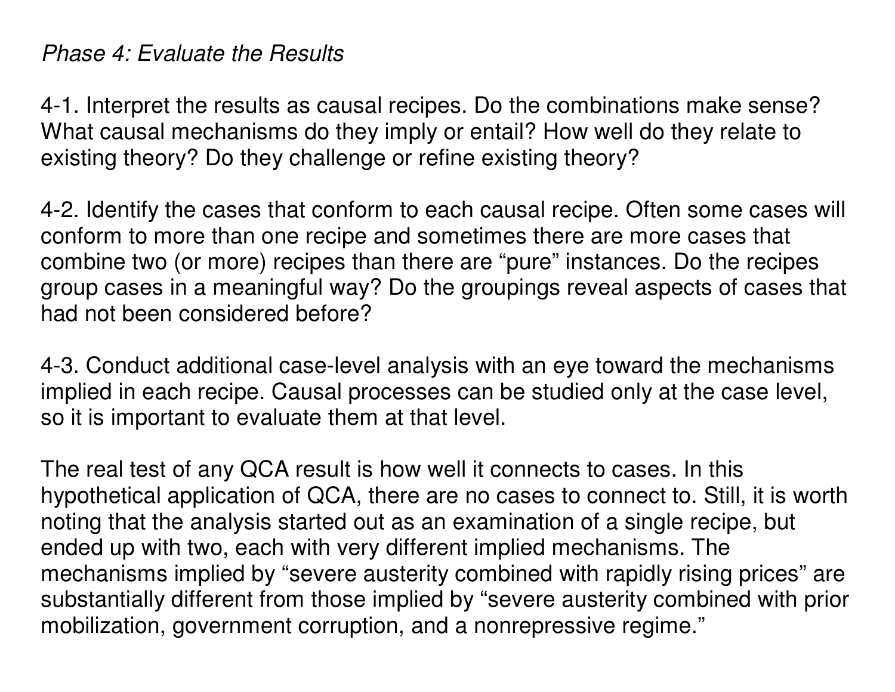*Phase 4: Evaluate the Results*

4-1. Interpret the results as causal recipes. Do the combinations make sense? What causal mechanisms do they imply or entail? How well do they relate to existing theory? Do they challenge or refine existing theory?

4-2. Identify the cases that conform to each causal recipe. Often some cases will conform to more than one recipe and sometimes there are more cases that combine two (or more) recipes than there are "pure" instances. Do the recipes group cases in a meaningful way? Do the groupings reveal aspects of cases that had not been considered before?

4-3. Conduct additional case-level analysis with an eye toward the mechanisms implied in each recipe. Causal processes can be studied only at the case level, so it is important to evaluate them at that level.

The real test of any QCA result is how well it connects to cases. In this hypothetical application of QCA, there are no cases to connect to. Still, it is worth noting that the analysis started out as an examination of a single recipe, but ended up with two, each with very different implied mechanisms. The mechanisms implied by "severe austerity combined with rapidly rising prices" are substantially different from those implied by "severe austerity combined with prior mobilization, government corruption, and a nonrepressive regime."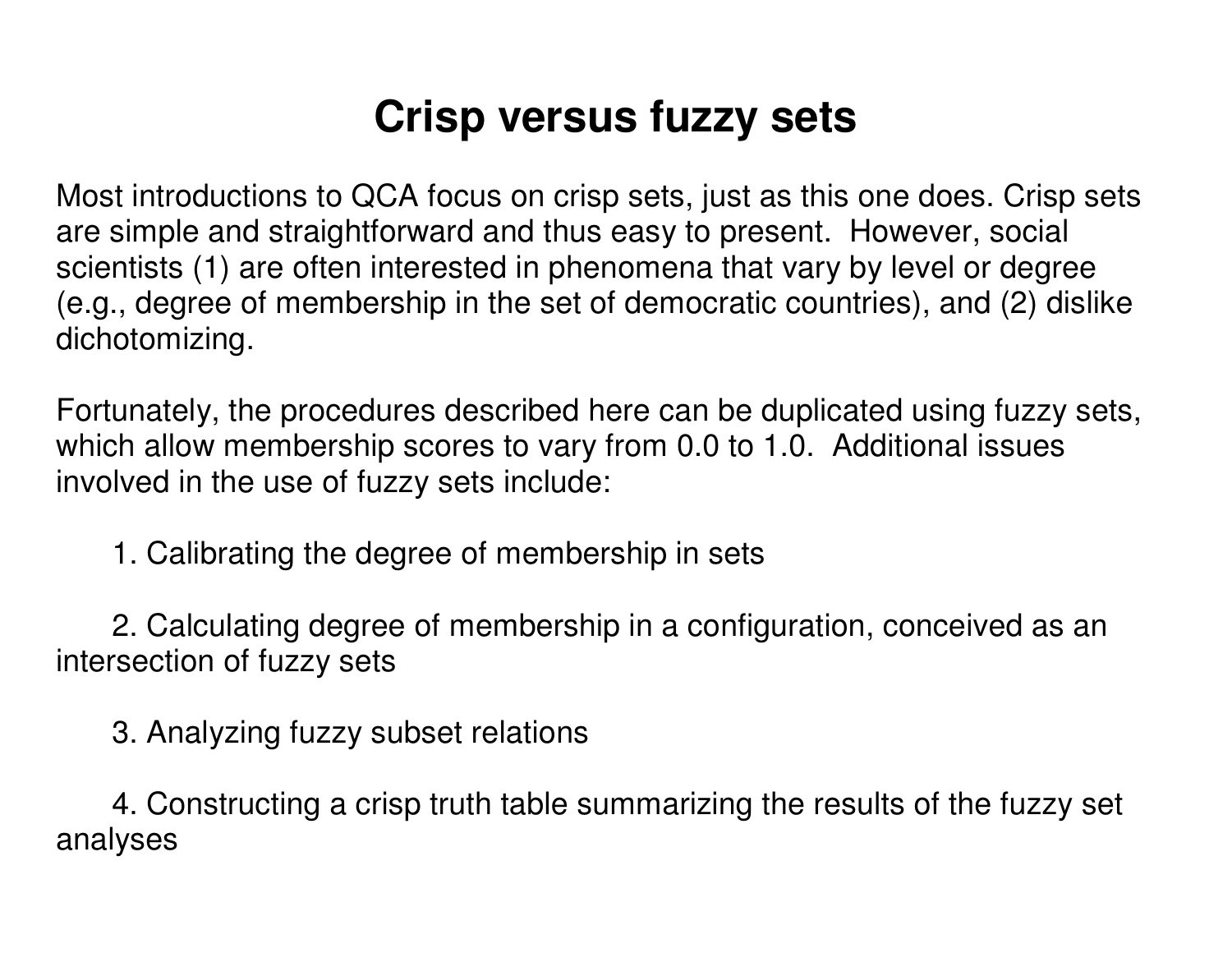# Crisp versus fuzzy sets

Most introductions to QCA focus on crisp sets, just as this one does. Crisp sets are simple and straightforward and thus easy to present. However, social scientists (1) are often interested in phenomena that vary by level or degree (e.g., degree of membership in the set of democratic countries), and (2) dislike dichotomizing.

Fortunately, the procedures described here can be duplicated using fuzzy sets, which allow membership scores to vary from 0.0 to 1.0. Additional issues involved in the use of fuzzy sets include:

1. Calibrating the degree of membership in sets

2. Calculating degree of membership in a configuration, conceived as an intersection of fuzzy sets

3. Analyzing fuzzy subset relations

4. Constructing a crisp truth table summarizing the results of the fuzzy set analyses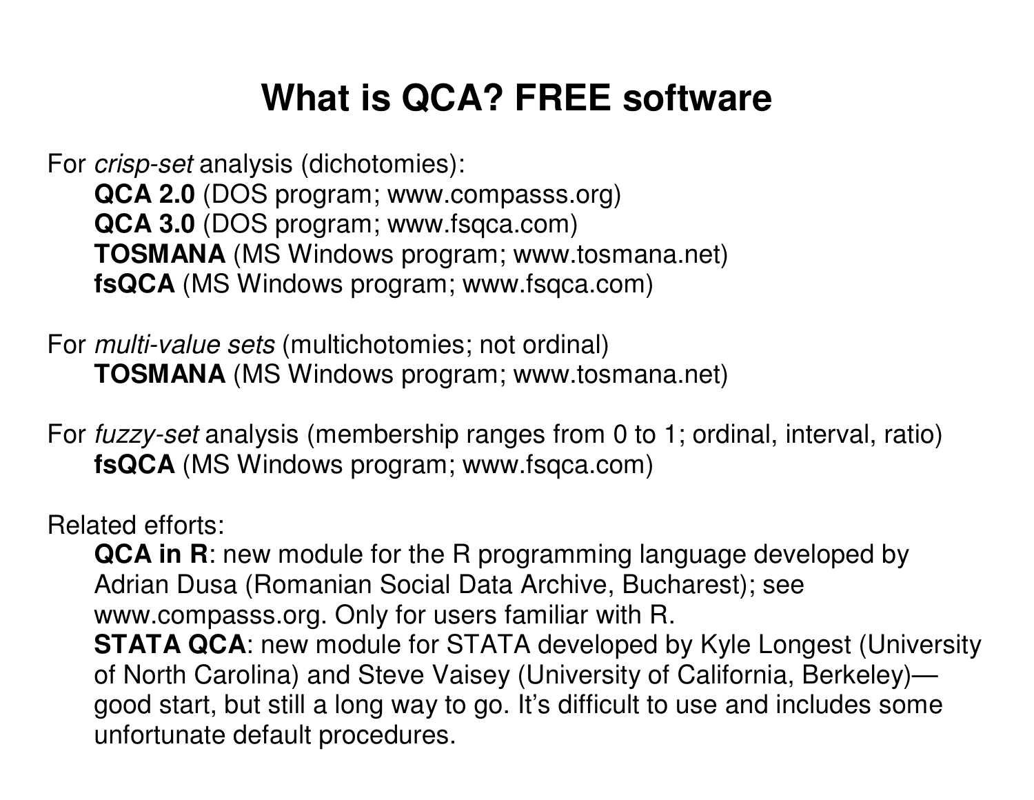# What is QCA? FREE software

For *crisp-set* analysis (dichotomies):

- **QCA 2.0** (DOS program; www.compasss.org)
- **QCA 3.0** (DOS program; www.fsqca.com)
- **TOSMANA** (MS Windows program; www.tosmana.net)
- **fsQCA** (MS Windows program; www.fsqca.com)

For *multi-value sets* (multichotomies; not ordinal)

- **TOSMANA** (MS Windows program; www.tosmana.net)

For *fuzzy-set* analysis (membership ranges from 0 to 1; ordinal, interval, ratio)

- **fsQCA** (MS Windows program; www.fsqca.com)

Related efforts:

- **QCA in R**: new module for the R programming language developed by Adrian Dusa (Romanian Social Data Archive, Bucharest); see www.compasss.org. Only for users familiar with R.
- **STATA QCA**: new module for STATA developed by Kyle Longest (University of North Carolina) and Steve Vaisey (University of California, Berkeley)—good start, but still a long way to go. It's difficult to use and includes some unfortunate default procedures.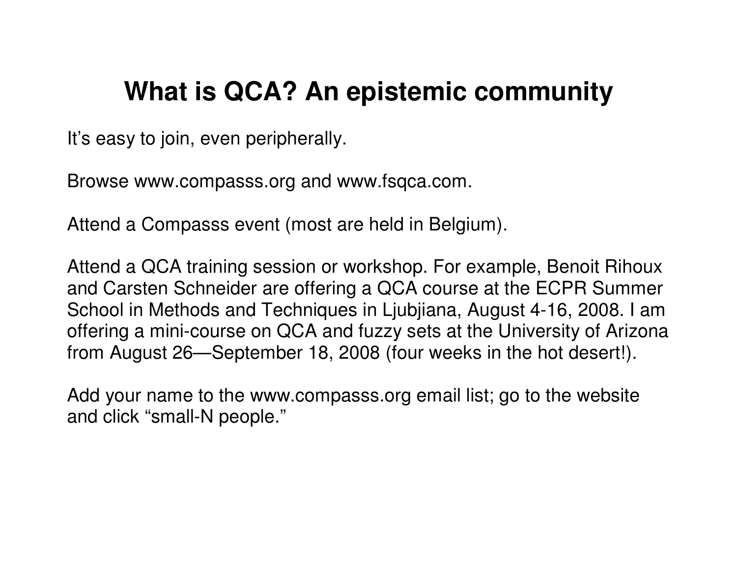# What is QCA? An epistemic community

It’s easy to join, even peripherally.

Browse www.compasss.org and www.fsqca.com.

Attend a Compasss event (most are held in Belgium).

Attend a QCA training session or workshop. For example, Benoit Rihoux and Carsten Schneider are offering a QCA course at the ECPR Summer School in Methods and Techniques in Ljubjiana, August 4-16, 2008. I am offering a mini-course on QCA and fuzzy sets at the University of Arizona from August 26—September 18, 2008 (four weeks in the hot desert!).

Add your name to the www.compasss.org email list; go to the website and click “small-N people.”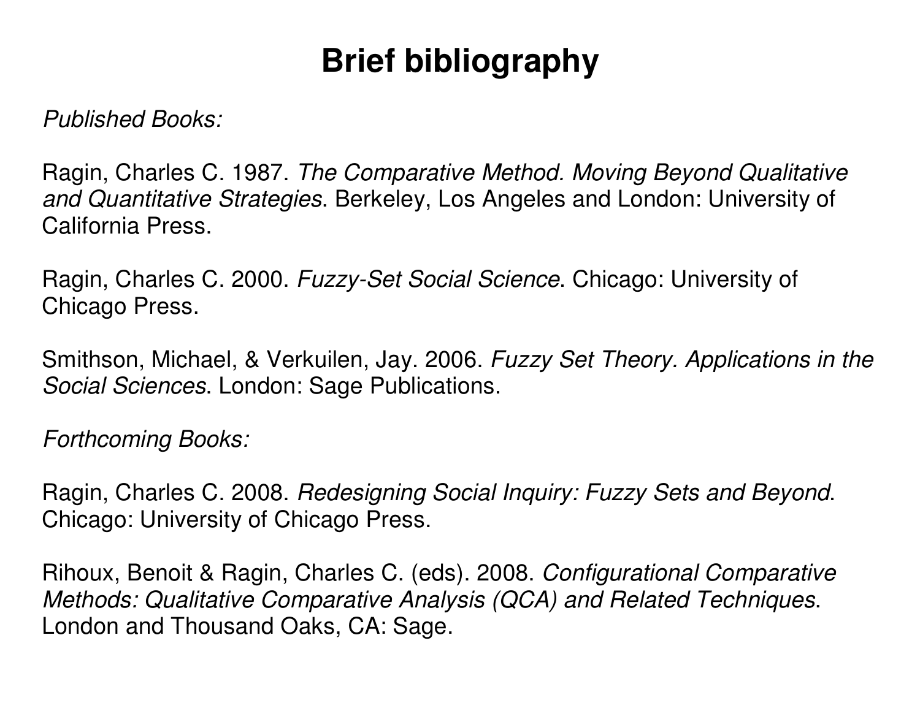# Brief bibliography

*Published Books:*

Ragin, Charles C. 1987. *The Comparative Method. Moving Beyond Qualitative and Quantitative Strategies*. Berkeley, Los Angeles and London: University of California Press.

Ragin, Charles C. 2000. *Fuzzy-Set Social Science*. Chicago: University of Chicago Press.

Smithson, Michael, & Verkuilen, Jay. 2006. *Fuzzy Set Theory. Applications in the Social Sciences*. London: Sage Publications.

*Forthcoming Books:*

Ragin, Charles C. 2008. *Redesigning Social Inquiry: Fuzzy Sets and Beyond*. Chicago: University of Chicago Press.

Rihoux, Benoit & Ragin, Charles C. (eds). 2008. *Configurational Comparative Methods: Qualitative Comparative Analysis (QCA) and Related Techniques*. London and Thousand Oaks, CA: Sage.